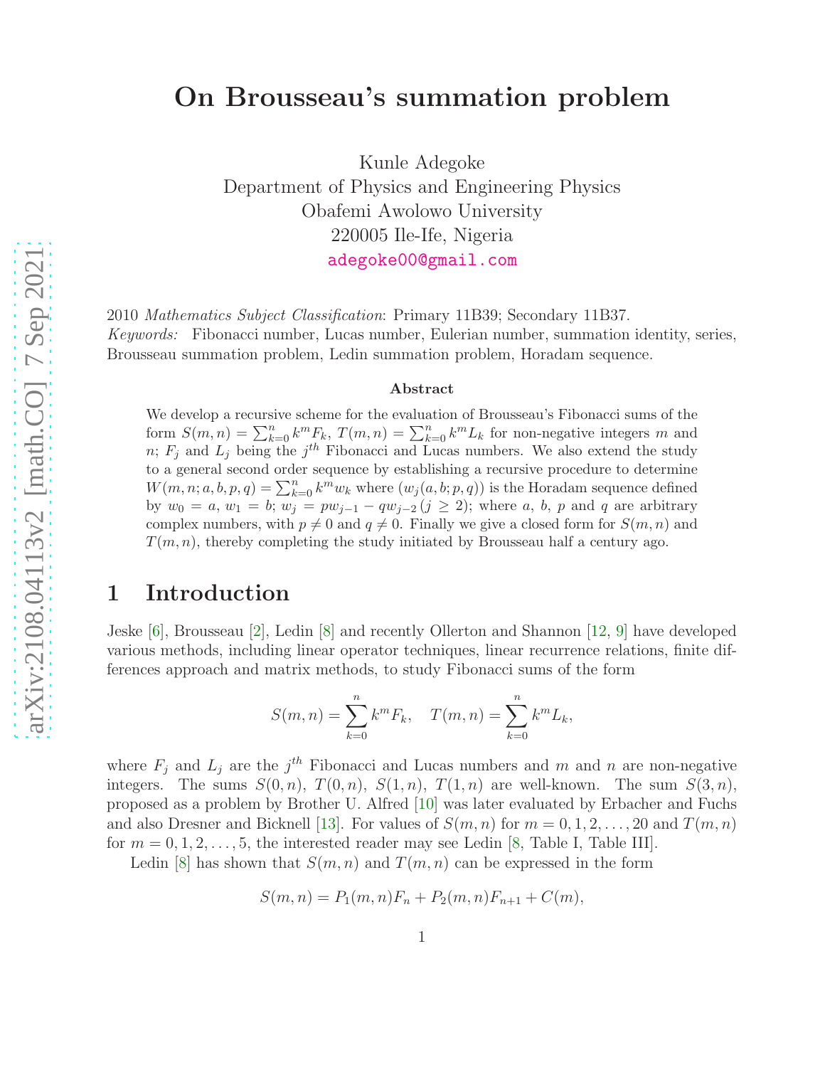# On Brousseau's summation problem

Kunle Adegoke
Department of Physics and Engineering Physics
Obafemi Awolowo University
220005 Ile-Ife, Nigeria
adegoke00@gmail.com

2010 *Mathematics Subject Classification*: Primary 11B39; Secondary 11B37.
*Keywords:* Fibonacci number, Lucas number, Eulerian number, summation identity, series, Brousseau summation problem, Ledin summation problem, Horadam sequence.

### Abstract

We develop a recursive scheme for the evaluation of Brousseau's Fibonacci sums of the form $S(m,n)=\sum_{k=0}^n k^m F_k$, $T(m,n)=\sum_{k=0}^n k^m L_k$ for non-negative integers $m$ and $n$; $F_j$ and $L_j$ being the $j^{th}$ Fibonacci and Lucas numbers. We also extend the study to a general second order sequence by establishing a recursive procedure to determine $W(m,n;a,b,p,q)=\sum_{k=0}^n k^m w_k$ where $(w_j(a,b;p,q))$ is the Horadam sequence defined by $w_0=a$, $w_1=b$; $w_j=pw_{j-1}-qw_{j-2}\,(j\ge 2)$; where $a$, $b$, $p$ and $q$ are arbitrary complex numbers, with $p\ne 0$ and $q\ne 0$. Finally we give a closed form for $S(m,n)$ and $T(m,n)$, thereby completing the study initiated by Brousseau half a century ago.

## 1 Introduction

Jeske [6], Brousseau [2], Ledin [8] and recently Ollerton and Shannon [12, 9] have developed various methods, including linear operator techniques, linear recurrence relations, finite differences approach and matrix methods, to study Fibonacci sums of the form

$$S(m,n)=\sum_{k=0}^n k^m F_k,\quad T(m,n)=\sum_{k=0}^n k^m L_k,$$

where $F_j$ and $L_j$ are the $j^{th}$ Fibonacci and Lucas numbers and $m$ and $n$ are non-negative integers. The sums $S(0,n)$, $T(0,n)$, $S(1,n)$, $T(1,n)$ are well-known. The sum $S(3,n)$, proposed as a problem by Brother U. Alfred [10] was later evaluated by Erbacher and Fuchs and also Dresner and Bicknell [13]. For values of $S(m,n)$ for $m=0,1,2,\ldots,20$ and $T(m,n)$ for $m=0,1,2,\ldots,5$, the interested reader may see Ledin [8, Table I, Table III].

Ledin [8] has shown that $S(m,n)$ and $T(m,n)$ can be expressed in the form

$$S(m,n)=P_1(m,n)F_n+P_2(m,n)F_{n+1}+C(m),$$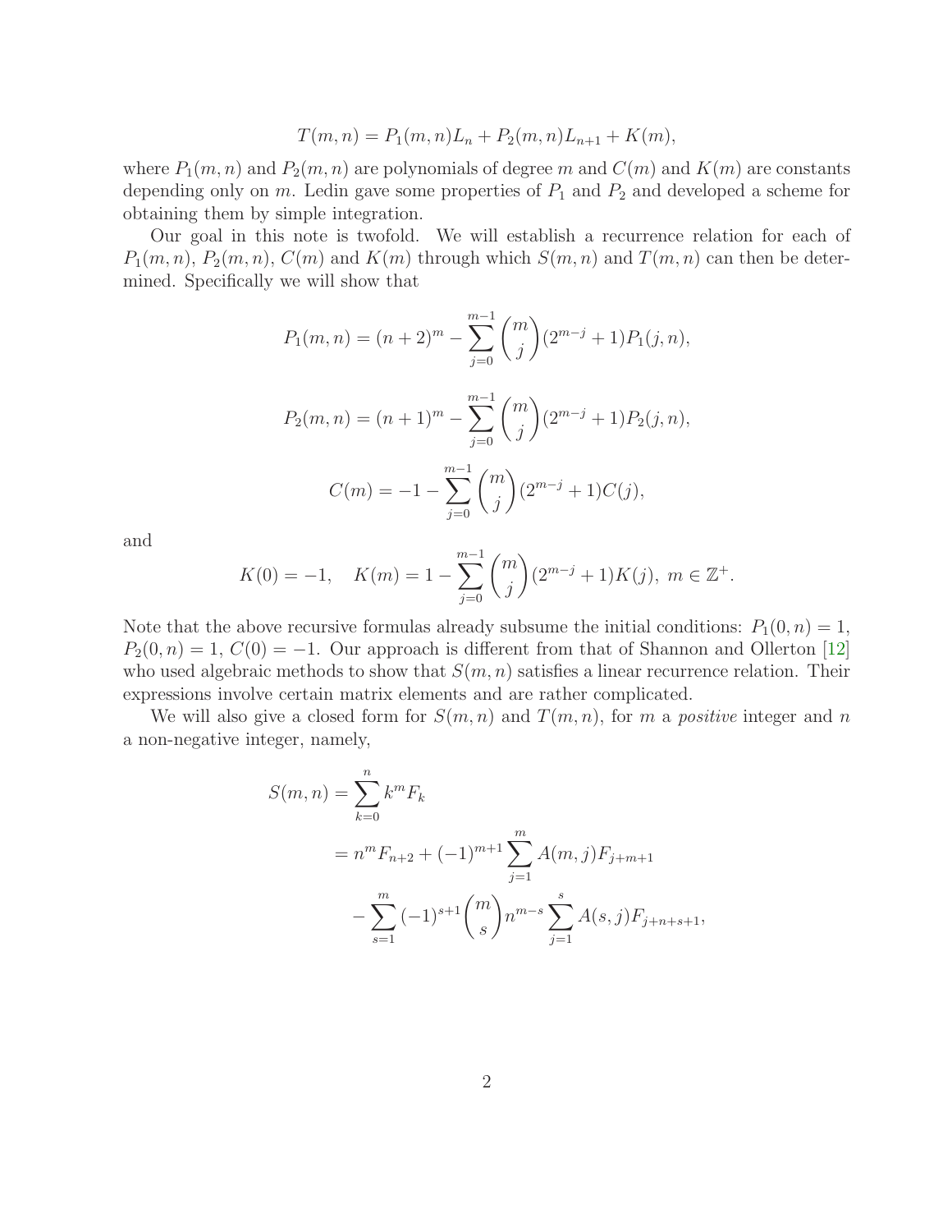$$T(m,n) = P_1(m,n)L_n + P_2(m,n)L_{n+1} + K(m),$$

where $P_1(m,n)$ and $P_2(m,n)$ are polynomials of degree $m$ and $C(m)$ and $K(m)$ are constants depending only on $m$. Ledin gave some properties of $P_1$ and $P_2$ and developed a scheme for obtaining them by simple integration.

Our goal in this note is twofold. We will establish a recurrence relation for each of $P_1(m,n)$, $P_2(m,n)$, $C(m)$ and $K(m)$ through which $S(m,n)$ and $T(m,n)$ can then be determined. Specifically we will show that

$$P_1(m,n) = (n+2)^m - \sum_{j=0}^{m-1} \binom{m}{j} (2^{m-j}+1) P_1(j,n),$$

$$P_2(m,n) = (n+1)^m - \sum_{j=0}^{m-1} \binom{m}{j} (2^{m-j}+1) P_2(j,n),$$

$$C(m) = -1 - \sum_{j=0}^{m-1} \binom{m}{j} (2^{m-j}+1) C(j),$$

and

$$K(0) = -1, \quad K(m) = 1 - \sum_{j=0}^{m-1} \binom{m}{j} (2^{m-j}+1) K(j),\ m \in \mathbb{Z}^+.$$

Note that the above recursive formulas already subsume the initial conditions: $P_1(0,n) = 1$, $P_2(0,n) = 1$, $C(0) = -1$. Our approach is different from that of Shannon and Ollerton [12] who used algebraic methods to show that $S(m,n)$ satisfies a linear recurrence relation. Their expressions involve certain matrix elements and are rather complicated.

We will also give a closed form for $S(m,n)$ and $T(m,n)$, for $m$ a *positive* integer and $n$ a non-negative integer, namely,

$$\begin{aligned}
S(m,n) &= \sum_{k=0}^{n} k^m F_k \\
&= n^m F_{n+2} + (-1)^{m+1} \sum_{j=1}^{m} A(m,j) F_{j+m+1} \\
&\quad - \sum_{s=1}^{m} (-1)^{s+1} \binom{m}{s} n^{m-s} \sum_{j=1}^{s} A(s,j) F_{j+n+s+1},
\end{aligned}$$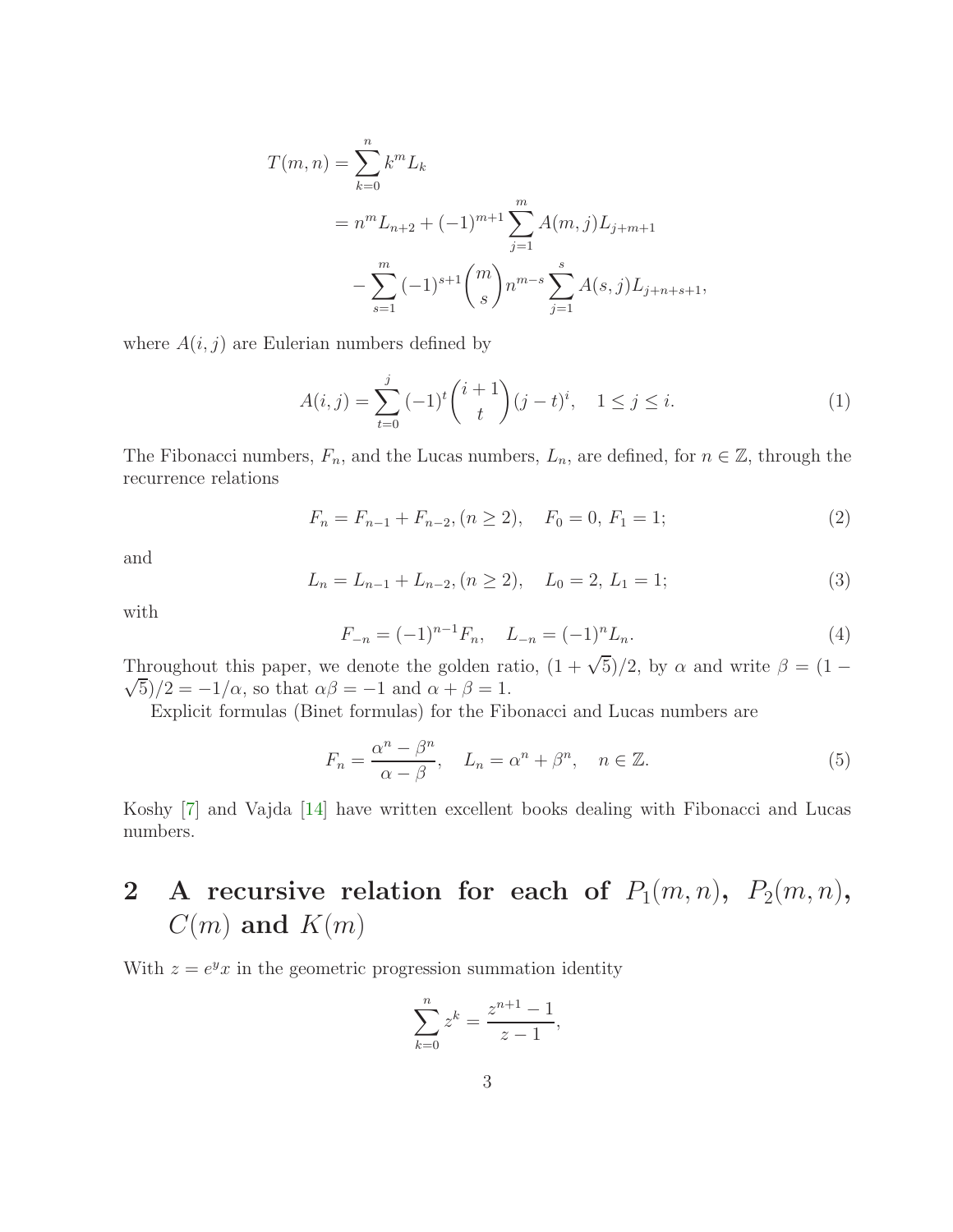$$
\begin{aligned}
T(m,n) &= \sum_{k=0}^{n} k^m L_k \\
&= n^m L_{n+2} + (-1)^{m+1} \sum_{j=1}^{m} A(m,j) L_{j+m+1} \\
&\quad - \sum_{s=1}^{m} (-1)^{s+1} \binom{m}{s} n^{m-s} \sum_{j=1}^{s} A(s,j) L_{j+n+s+1},
\end{aligned}
$$

where $A(i,j)$ are Eulerian numbers defined by

$$
A(i,j) = \sum_{t=0}^{j} (-1)^t \binom{i+1}{t} (j-t)^i, \quad 1 \le j \le i. \tag{1}
$$

The Fibonacci numbers, $F_n$, and the Lucas numbers, $L_n$, are defined, for $n \in \mathbb{Z}$, through the recurrence relations

$$
F_n = F_{n-1} + F_{n-2}, (n \ge 2), \quad F_0 = 0,\ F_1 = 1; \tag{2}
$$

and

$$
L_n = L_{n-1} + L_{n-2}, (n \ge 2), \quad L_0 = 2,\ L_1 = 1; \tag{3}
$$

with

$$
F_{-n} = (-1)^{n-1} F_n, \quad L_{-n} = (-1)^n L_n. \tag{4}
$$

Throughout this paper, we denote the golden ratio, $(1+\sqrt{5})/2$, by $\alpha$ and write $\beta = (1-\sqrt{5})/2 = -1/\alpha$, so that $\alpha\beta = -1$ and $\alpha + \beta = 1$.

Explicit formulas (Binet formulas) for the Fibonacci and Lucas numbers are

$$
F_n = \frac{\alpha^n - \beta^n}{\alpha - \beta}, \quad L_n = \alpha^n + \beta^n, \quad n \in \mathbb{Z}. \tag{5}
$$

Koshy [7] and Vajda [14] have written excellent books dealing with Fibonacci and Lucas numbers.

## 2 A recursive relation for each of $P_1(m,n)$, $P_2(m,n)$, $C(m)$ and $K(m)$

With $z = e^y x$ in the geometric progression summation identity

$$
\sum_{k=0}^{n} z^k = \frac{z^{n+1} - 1}{z - 1},
$$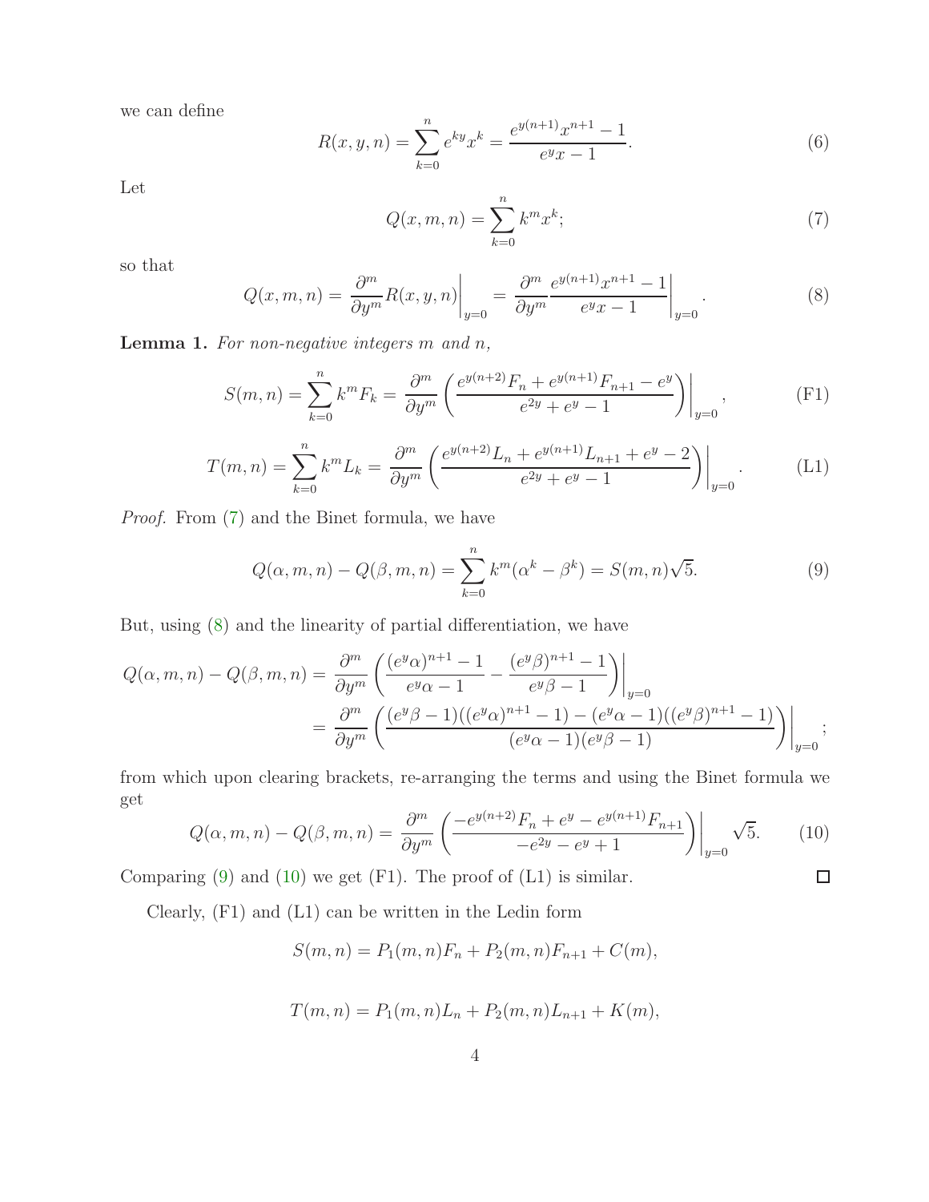we can define

$$R(x, y, n) = \sum_{k=0}^{n} e^{ky} x^k = \frac{e^{y(n+1)} x^{n+1} - 1}{e^y x - 1}. \tag{6}$$

Let

$$Q(x, m, n) = \sum_{k=0}^{n} k^m x^k; \tag{7}$$

so that

$$Q(x, m, n) = \frac{\partial^m}{\partial y^m} R(x, y, n)\bigg|_{y=0} = \frac{\partial^m}{\partial y^m} \frac{e^{y(n+1)} x^{n+1} - 1}{e^y x - 1}\bigg|_{y=0}. \tag{8}$$

**Lemma 1.** *For non-negative integers $m$ and $n$,*

$$S(m, n) = \sum_{k=0}^{n} k^m F_k = \frac{\partial^m}{\partial y^m} \left( \frac{e^{y(n+2)} F_n + e^{y(n+1)} F_{n+1} - e^y}{e^{2y} + e^y - 1} \right)\bigg|_{y=0}, \tag{F1}$$

$$T(m, n) = \sum_{k=0}^{n} k^m L_k = \frac{\partial^m}{\partial y^m} \left( \frac{e^{y(n+2)} L_n + e^{y(n+1)} L_{n+1} + e^y - 2}{e^{2y} + e^y - 1} \right)\bigg|_{y=0}. \tag{L1}$$

*Proof.* From (7) and the Binet formula, we have

$$Q(\alpha, m, n) - Q(\beta, m, n) = \sum_{k=0}^{n} k^m (\alpha^k - \beta^k) = S(m, n)\sqrt{5}. \tag{9}$$

But, using (8) and the linearity of partial differentiation, we have

$$\begin{aligned}
Q(\alpha, m, n) - Q(\beta, m, n) &= \frac{\partial^m}{\partial y^m} \left( \frac{(e^y \alpha)^{n+1} - 1}{e^y \alpha - 1} - \frac{(e^y \beta)^{n+1} - 1}{e^y \beta - 1} \right)\bigg|_{y=0} \\
&= \frac{\partial^m}{\partial y^m} \left( \frac{(e^y \beta - 1)((e^y \alpha)^{n+1} - 1) - (e^y \alpha - 1)((e^y \beta)^{n+1} - 1)}{(e^y \alpha - 1)(e^y \beta - 1)} \right)\bigg|_{y=0};
\end{aligned}$$

from which upon clearing brackets, re-arranging the terms and using the Binet formula we get

$$Q(\alpha, m, n) - Q(\beta, m, n) = \frac{\partial^m}{\partial y^m} \left( \frac{-e^{y(n+2)} F_n + e^y - e^{y(n+1)} F_{n+1}}{-e^{2y} - e^y + 1} \right)\bigg|_{y=0} \sqrt{5}. \tag{10}$$

Comparing (9) and (10) we get (F1). The proof of (L1) is similar. □

Clearly, (F1) and (L1) can be written in the Ledin form

$$S(m, n) = P_1(m, n) F_n + P_2(m, n) F_{n+1} + C(m),$$

$$T(m, n) = P_1(m, n) L_n + P_2(m, n) L_{n+1} + K(m),$$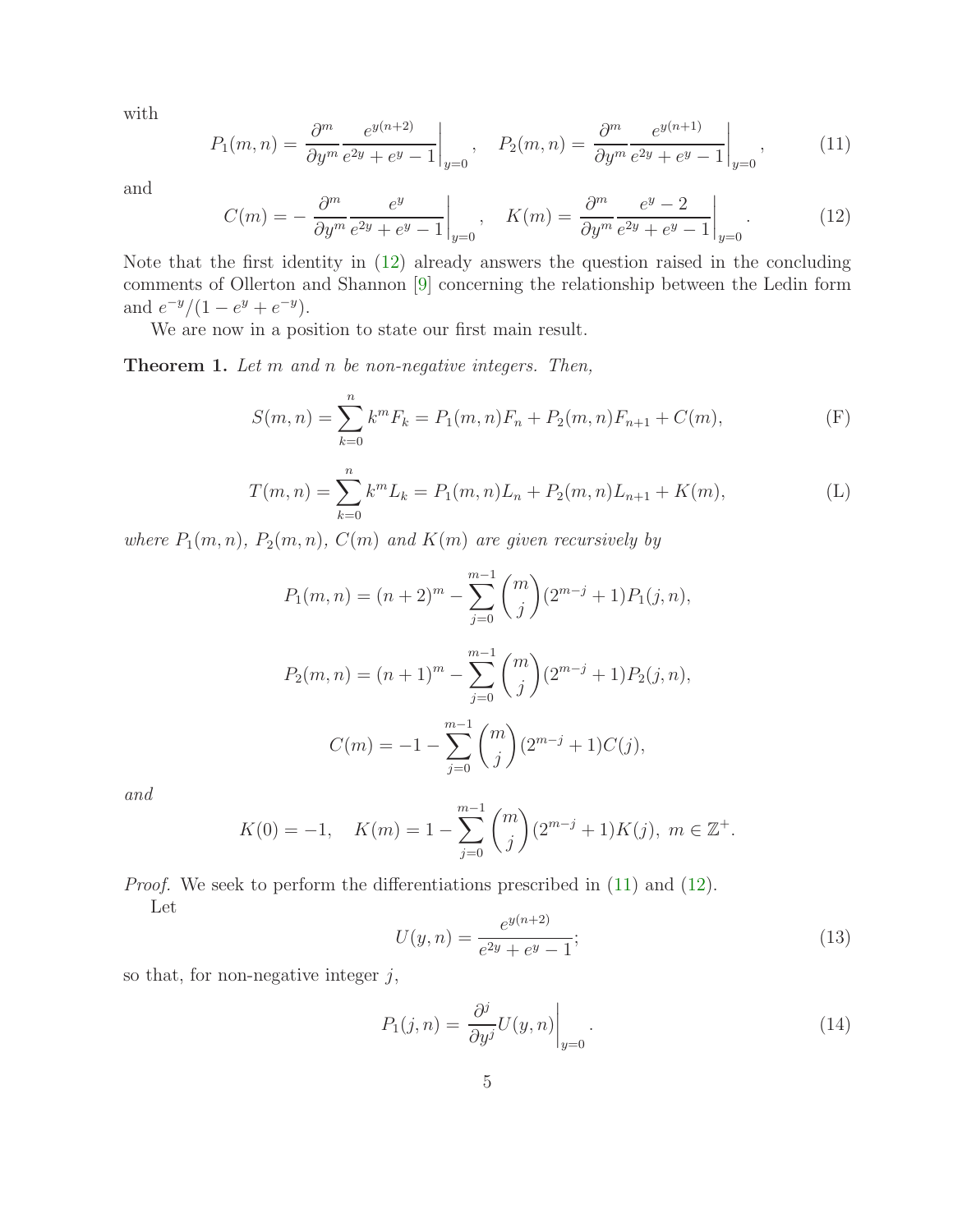with

$$P_1(m,n) = \frac{\partial^m}{\partial y^m} \frac{e^{y(n+2)}}{e^{2y}+e^y-1}\bigg|_{y=0}, \quad P_2(m,n) = \frac{\partial^m}{\partial y^m} \frac{e^{y(n+1)}}{e^{2y}+e^y-1}\bigg|_{y=0}, \tag{11}$$

and

$$C(m) = -\frac{\partial^m}{\partial y^m} \frac{e^y}{e^{2y}+e^y-1}\bigg|_{y=0}, \quad K(m) = \frac{\partial^m}{\partial y^m} \frac{e^y - 2}{e^{2y}+e^y-1}\bigg|_{y=0}. \tag{12}$$

Note that the first identity in (12) already answers the question raised in the concluding comments of Ollerton and Shannon [9] concerning the relationship between the Ledin form and $e^{-y}/(1-e^y+e^{-y})$.

We are now in a position to state our first main result.

**Theorem 1.** *Let $m$ and $n$ be non-negative integers. Then,*

$$S(m,n) = \sum_{k=0}^n k^m F_k = P_1(m,n)F_n + P_2(m,n)F_{n+1} + C(m), \tag{F}$$

$$T(m,n) = \sum_{k=0}^n k^m L_k = P_1(m,n)L_n + P_2(m,n)L_{n+1} + K(m), \tag{L}$$

*where $P_1(m,n)$, $P_2(m,n)$, $C(m)$ and $K(m)$ are given recursively by*

$$P_1(m,n) = (n+2)^m - \sum_{j=0}^{m-1} \binom{m}{j} (2^{m-j}+1) P_1(j,n),$$

$$P_2(m,n) = (n+1)^m - \sum_{j=0}^{m-1} \binom{m}{j} (2^{m-j}+1) P_2(j,n),$$

$$C(m) = -1 - \sum_{j=0}^{m-1} \binom{m}{j} (2^{m-j}+1) C(j),$$

*and*

$$K(0) = -1, \quad K(m) = 1 - \sum_{j=0}^{m-1} \binom{m}{j} (2^{m-j}+1) K(j),\ m \in \mathbb{Z}^+.$$

*Proof.* We seek to perform the differentiations prescribed in (11) and (12).

Let

$$U(y,n) = \frac{e^{y(n+2)}}{e^{2y}+e^y-1}; \tag{13}$$

so that, for non-negative integer $j$,

$$P_1(j,n) = \frac{\partial^j}{\partial y^j} U(y,n)\bigg|_{y=0}. \tag{14}$$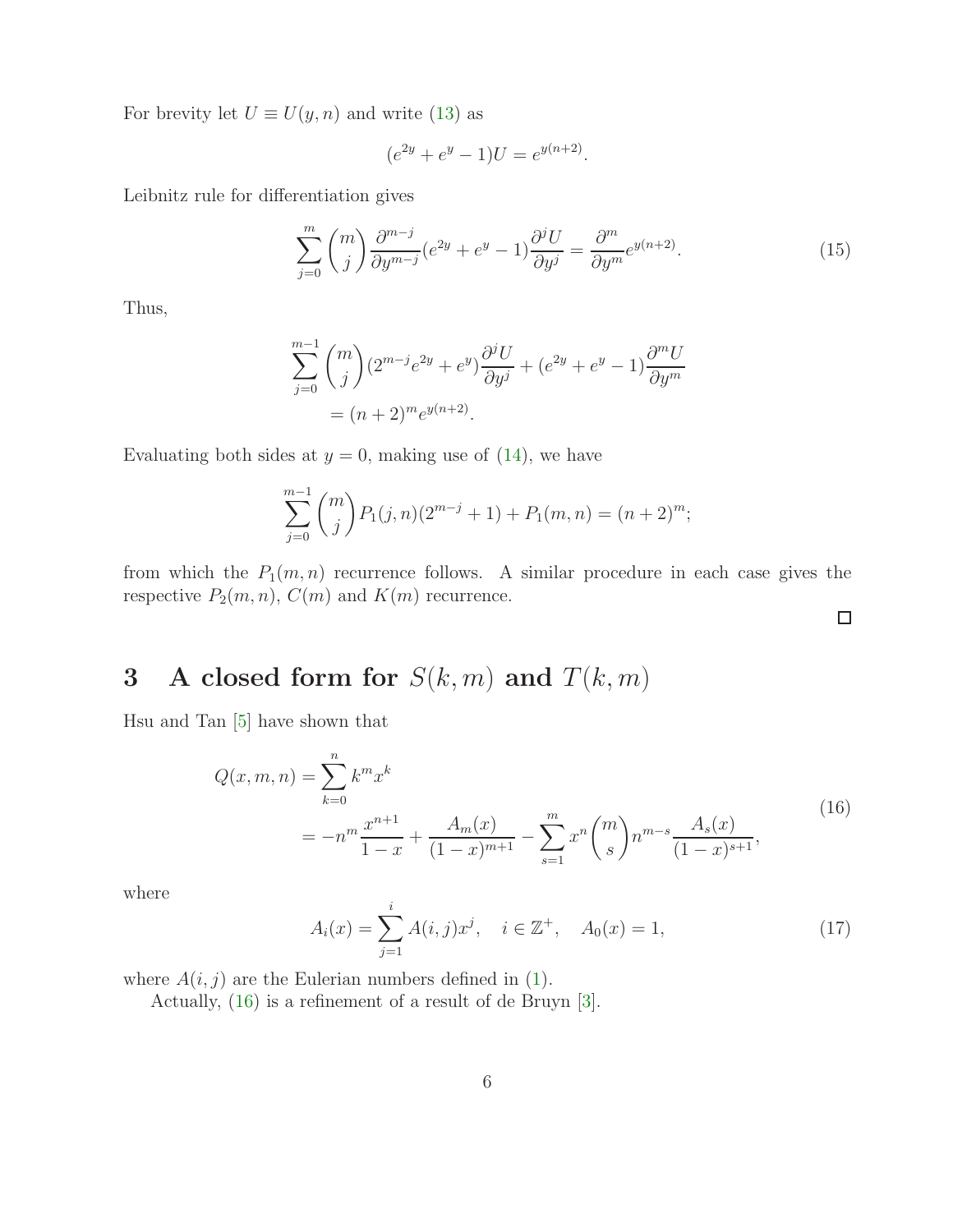For brevity let $U \equiv U(y,n)$ and write (13) as

$$(e^{2y}+e^{y}-1)U=e^{y(n+2)}.$$

Leibnitz rule for differentiation gives

$$\sum_{j=0}^{m}\binom{m}{j}\frac{\partial^{m-j}}{\partial y^{m-j}}(e^{2y}+e^{y}-1)\frac{\partial^{j}U}{\partial y^{j}}=\frac{\partial^{m}}{\partial y^{m}}e^{y(n+2)}. \tag{15}$$

Thus,

$$\sum_{j=0}^{m-1}\binom{m}{j}(2^{m-j}e^{2y}+e^{y})\frac{\partial^{j}U}{\partial y^{j}}+(e^{2y}+e^{y}-1)\frac{\partial^{m}U}{\partial y^{m}}$$
$$=(n+2)^{m}e^{y(n+2)}.$$

Evaluating both sides at $y=0$, making use of (14), we have

$$\sum_{j=0}^{m-1}\binom{m}{j}P_1(j,n)(2^{m-j}+1)+P_1(m,n)=(n+2)^{m};$$

from which the $P_1(m,n)$ recurrence follows. A similar procedure in each case gives the respective $P_2(m,n)$, $C(m)$ and $K(m)$ recurrence.

□

# 3 A closed form for $S(k,m)$ and $T(k,m)$

Hsu and Tan [5] have shown that

$$\begin{aligned}Q(x,m,n)&=\sum_{k=0}^{n}k^{m}x^{k}\\&=-n^{m}\frac{x^{n+1}}{1-x}+\frac{A_m(x)}{(1-x)^{m+1}}-\sum_{s=1}^{m}x^{n}\binom{m}{s}n^{m-s}\frac{A_s(x)}{(1-x)^{s+1}},\end{aligned} \tag{16}$$

where

$$A_i(x)=\sum_{j=1}^{i}A(i,j)x^{j},\quad i\in\mathbb{Z}^{+},\quad A_0(x)=1, \tag{17}$$

where $A(i,j)$ are the Eulerian numbers defined in (1).

Actually, (16) is a refinement of a result of de Bruyn [3].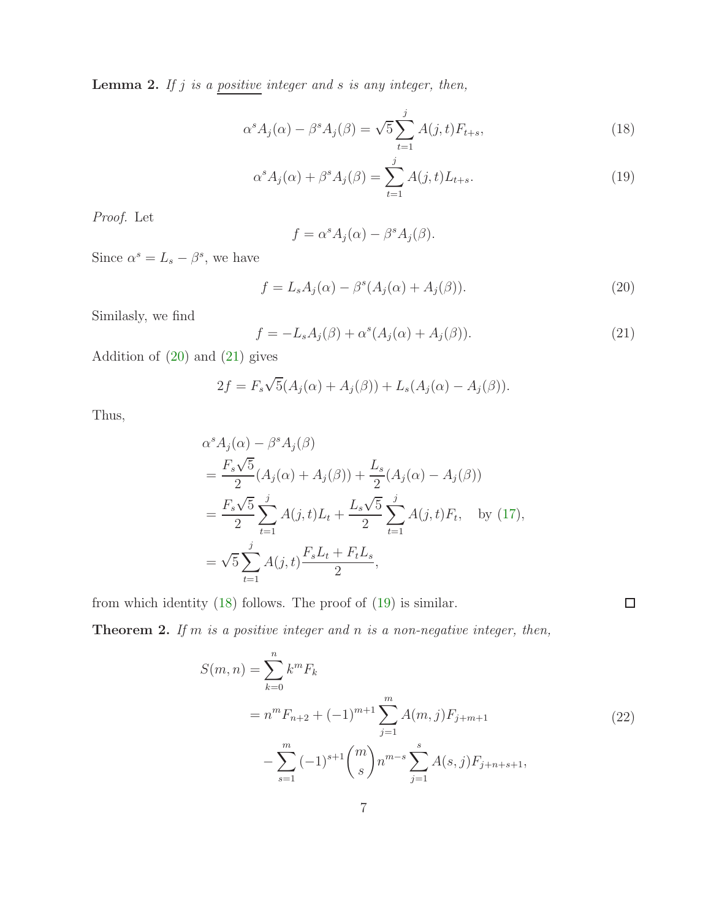**Lemma 2.** *If $j$ is a positive integer and $s$ is any integer, then,*

$$\alpha^s A_j(\alpha) - \beta^s A_j(\beta) = \sqrt{5} \sum_{t=1}^{j} A(j,t) F_{t+s}, \tag{18}$$

$$\alpha^s A_j(\alpha) + \beta^s A_j(\beta) = \sum_{t=1}^{j} A(j,t) L_{t+s}. \tag{19}$$

*Proof.* Let

$$f = \alpha^s A_j(\alpha) - \beta^s A_j(\beta).$$

Since $\alpha^s = L_s - \beta^s$, we have

$$f = L_s A_j(\alpha) - \beta^s (A_j(\alpha) + A_j(\beta)). \tag{20}$$

Similasly, we find

$$f = -L_s A_j(\beta) + \alpha^s (A_j(\alpha) + A_j(\beta)). \tag{21}$$

Addition of (20) and (21) gives

$$2f = F_s \sqrt{5} (A_j(\alpha) + A_j(\beta)) + L_s (A_j(\alpha) - A_j(\beta)).$$

Thus,

$$\begin{aligned}
&\alpha^s A_j(\alpha) - \beta^s A_j(\beta) \\
&= \frac{F_s \sqrt{5}}{2} (A_j(\alpha) + A_j(\beta)) + \frac{L_s}{2} (A_j(\alpha) - A_j(\beta)) \\
&= \frac{F_s \sqrt{5}}{2} \sum_{t=1}^{j} A(j,t) L_t + \frac{L_s \sqrt{5}}{2} \sum_{t=1}^{j} A(j,t) F_t, \quad \text{by (17)}, \\
&= \sqrt{5} \sum_{t=1}^{j} A(j,t) \frac{F_s L_t + F_t L_s}{2},
\end{aligned}$$

from which identity (18) follows. The proof of (19) is similar. □

**Theorem 2.** *If $m$ is a positive integer and $n$ is a non-negative integer, then,*

$$\begin{aligned}
S(m,n) &= \sum_{k=0}^{n} k^m F_k \\
&= n^m F_{n+2} + (-1)^{m+1} \sum_{j=1}^{m} A(m,j) F_{j+m+1} \\
&\quad - \sum_{s=1}^{m} (-1)^{s+1} \binom{m}{s} n^{m-s} \sum_{j=1}^{s} A(s,j) F_{j+n+s+1},
\end{aligned} \tag{22}$$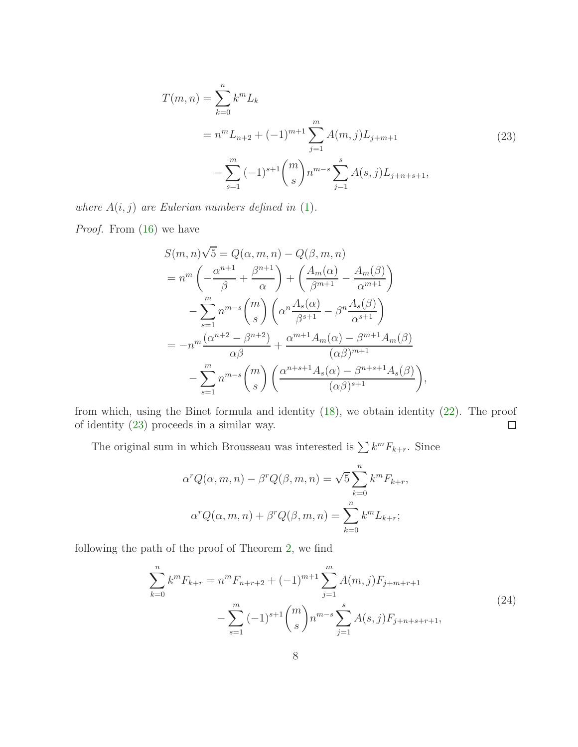$$
\begin{aligned}
T(m,n) &= \sum_{k=0}^{n} k^m L_k \\
&= n^m L_{n+2} + (-1)^{m+1} \sum_{j=1}^{m} A(m,j) L_{j+m+1} \\
&\quad - \sum_{s=1}^{m} (-1)^{s+1} \binom{m}{s} n^{m-s} \sum_{j=1}^{s} A(s,j) L_{j+n+s+1},
\end{aligned} \tag{23}
$$

*where $A(i,j)$ are Eulerian numbers defined in* (1)*.*

*Proof.* From (16) we have

$$
\begin{aligned}
S(m,n)\sqrt{5} &= Q(\alpha,m,n) - Q(\beta,m,n) \\
&= n^m \left( -\frac{\alpha^{n+1}}{\beta} + \frac{\beta^{n+1}}{\alpha} \right) + \left( \frac{A_m(\alpha)}{\beta^{m+1}} - \frac{A_m(\beta)}{\alpha^{m+1}} \right) \\
&\quad - \sum_{s=1}^{m} n^{m-s} \binom{m}{s} \left( \alpha^n \frac{A_s(\alpha)}{\beta^{s+1}} - \beta^n \frac{A_s(\beta)}{\alpha^{s+1}} \right) \\
&= -n^m \frac{(\alpha^{n+2} - \beta^{n+2})}{\alpha\beta} + \frac{\alpha^{m+1} A_m(\alpha) - \beta^{m+1} A_m(\beta)}{(\alpha\beta)^{m+1}} \\
&\quad - \sum_{s=1}^{m} n^{m-s} \binom{m}{s} \left( \frac{\alpha^{n+s+1} A_s(\alpha) - \beta^{n+s+1} A_s(\beta)}{(\alpha\beta)^{s+1}} \right),
\end{aligned}
$$

from which, using the Binet formula and identity (18), we obtain identity (22). The proof of identity (23) proceeds in a similar way. □

The original sum in which Brousseau was interested is $\sum k^m F_{k+r}$. Since

$$
\alpha^r Q(\alpha,m,n) - \beta^r Q(\beta,m,n) = \sqrt{5} \sum_{k=0}^{n} k^m F_{k+r},
$$

$$
\alpha^r Q(\alpha,m,n) + \beta^r Q(\beta,m,n) = \sum_{k=0}^{n} k^m L_{k+r};
$$

following the path of the proof of Theorem 2, we find

$$
\begin{aligned}
\sum_{k=0}^{n} k^m F_{k+r} &= n^m F_{n+r+2} + (-1)^{m+1} \sum_{j=1}^{m} A(m,j) F_{j+m+r+1} \\
&\quad - \sum_{s=1}^{m} (-1)^{s+1} \binom{m}{s} n^{m-s} \sum_{j=1}^{s} A(s,j) F_{j+n+s+r+1},
\end{aligned} \tag{24}
$$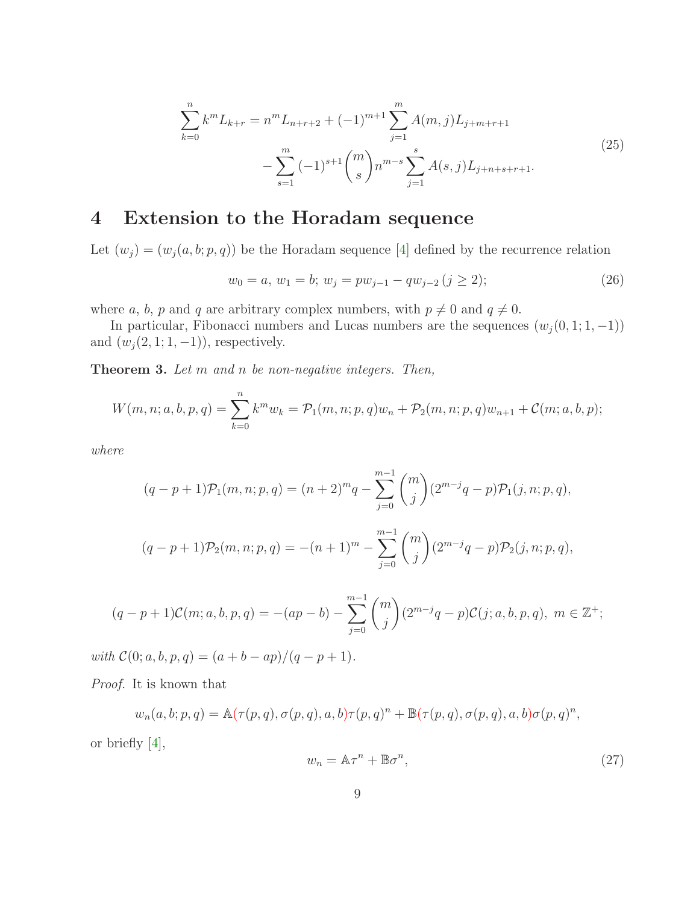$$\begin{aligned}\sum_{k=0}^{n} k^m L_{k+r} &= n^m L_{n+r+2} + (-1)^{m+1} \sum_{j=1}^{m} A(m,j) L_{j+m+r+1} \\ &\qquad - \sum_{s=1}^{m} (-1)^{s+1} \binom{m}{s} n^{m-s} \sum_{j=1}^{s} A(s,j) L_{j+n+s+r+1}.\end{aligned} \tag{25}$$

# 4 Extension to the Horadam sequence

Let $(w_j) = (w_j(a, b; p, q))$ be the Horadam sequence [4] defined by the recurrence relation

$$w_0 = a,\ w_1 = b;\ w_j = pw_{j-1} - qw_{j-2}\,(j \geq 2); \tag{26}$$

where $a$, $b$, $p$ and $q$ are arbitrary complex numbers, with $p \neq 0$ and $q \neq 0$.

In particular, Fibonacci numbers and Lucas numbers are the sequences $(w_j(0, 1; 1, -1))$ and $(w_j(2, 1; 1, -1))$, respectively.

**Theorem 3.** *Let $m$ and $n$ be non-negative integers. Then,*

$$W(m, n; a, b, p, q) = \sum_{k=0}^{n} k^m w_k = \mathcal{P}_1(m, n; p, q) w_n + \mathcal{P}_2(m, n; p, q) w_{n+1} + \mathcal{C}(m; a, b, p);$$

*where*

$$(q - p + 1)\mathcal{P}_1(m, n; p, q) = (n + 2)^m q - \sum_{j=0}^{m-1} \binom{m}{j} (2^{m-j} q - p) \mathcal{P}_1(j, n; p, q),$$

$$(q - p + 1)\mathcal{P}_2(m, n; p, q) = -(n + 1)^m - \sum_{j=0}^{m-1} \binom{m}{j} (2^{m-j} q - p) \mathcal{P}_2(j, n; p, q),$$

$$(q - p + 1)\mathcal{C}(m; a, b, p, q) = -(ap - b) - \sum_{j=0}^{m-1} \binom{m}{j} (2^{m-j} q - p) \mathcal{C}(j; a, b, p, q),\ m \in \mathbb{Z}^+;$$

*with $\mathcal{C}(0; a, b, p, q) = (a + b - ap)/(q - p + 1)$.*

*Proof.* It is known that

$$w_n(a, b; p, q) = \mathbb{A}(\tau(p, q), \sigma(p, q), a, b)\tau(p, q)^n + \mathbb{B}(\tau(p, q), \sigma(p, q), a, b)\sigma(p, q)^n,$$

or briefly [4],

$$w_n = \mathbb{A}\tau^n + \mathbb{B}\sigma^n, \tag{27}$$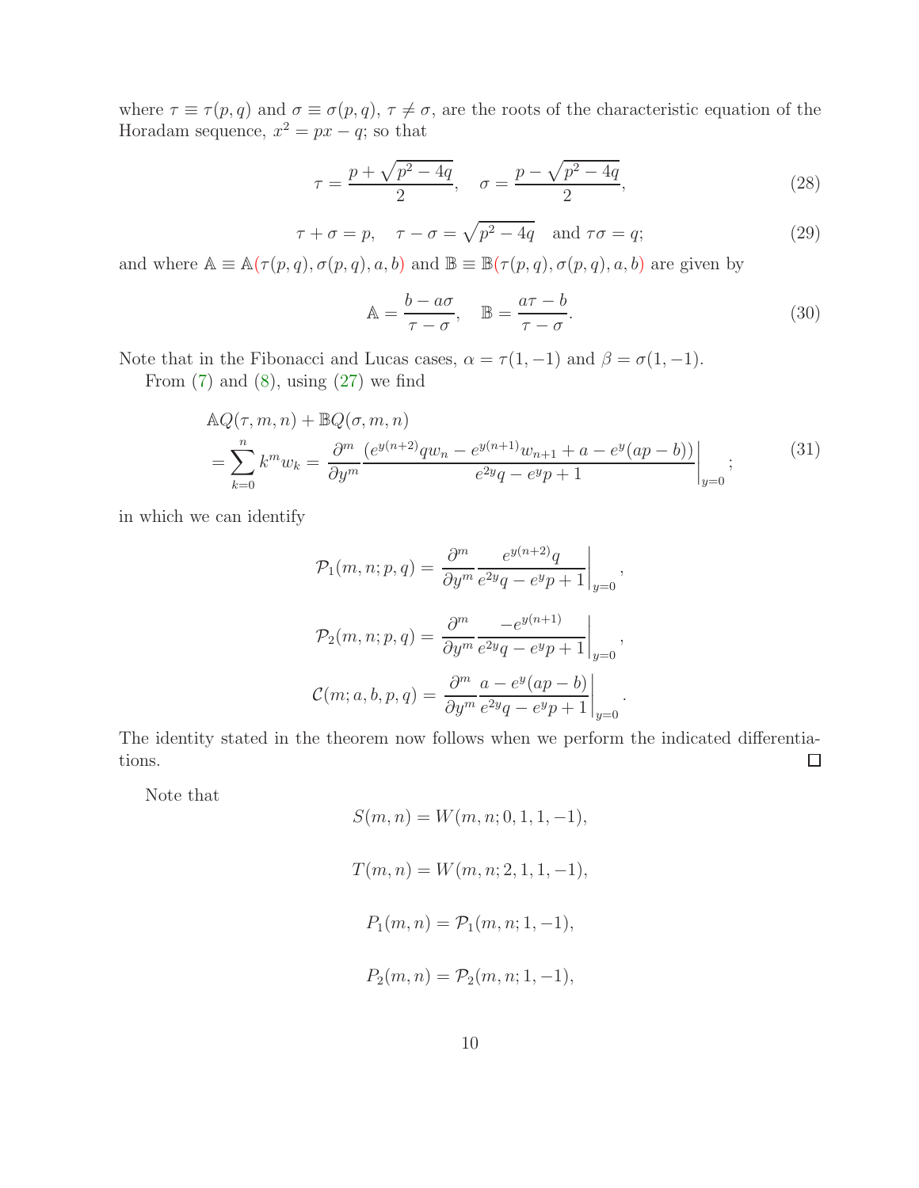where $\tau \equiv \tau(p,q)$ and $\sigma \equiv \sigma(p,q)$, $\tau \neq \sigma$, are the roots of the characteristic equation of the Horadam sequence, $x^2 = px - q$; so that

$$\tau = \frac{p + \sqrt{p^2 - 4q}}{2}, \quad \sigma = \frac{p - \sqrt{p^2 - 4q}}{2}, \tag{28}$$

$$\tau + \sigma = p, \quad \tau - \sigma = \sqrt{p^2 - 4q} \quad \text{and } \tau\sigma = q; \tag{29}$$

and where $\mathbb{A} \equiv \mathbb{A}(\tau(p,q), \sigma(p,q), a, b)$ and $\mathbb{B} \equiv \mathbb{B}(\tau(p,q), \sigma(p,q), a, b)$ are given by

$$\mathbb{A} = \frac{b - a\sigma}{\tau - \sigma}, \quad \mathbb{B} = \frac{a\tau - b}{\tau - \sigma}. \tag{30}$$

Note that in the Fibonacci and Lucas cases, $\alpha = \tau(1,-1)$ and $\beta = \sigma(1,-1)$.

From (7) and (8), using (27) we find

$$\begin{aligned}
&\mathbb{A}Q(\tau, m, n) + \mathbb{B}Q(\sigma, m, n) \\
&= \sum_{k=0}^{n} k^m w_k = \frac{\partial^m}{\partial y^m} \frac{(e^{y(n+2)} q w_n - e^{y(n+1)} w_{n+1} + a - e^y(ap - b))}{e^{2y} q - e^y p + 1}\bigg|_{y=0};
\end{aligned} \tag{31}$$

in which we can identify

$$\mathcal{P}_1(m, n; p, q) = \frac{\partial^m}{\partial y^m} \frac{e^{y(n+2)} q}{e^{2y} q - e^y p + 1}\bigg|_{y=0},$$

$$\mathcal{P}_2(m, n; p, q) = \frac{\partial^m}{\partial y^m} \frac{-e^{y(n+1)}}{e^{2y} q - e^y p + 1}\bigg|_{y=0},$$

$$\mathcal{C}(m; a, b, p, q) = \frac{\partial^m}{\partial y^m} \frac{a - e^y(ap - b)}{e^{2y} q - e^y p + 1}\bigg|_{y=0}.$$

The identity stated in the theorem now follows when we perform the indicated differentiations. □

Note that

$$S(m, n) = W(m, n; 0, 1, 1, -1),$$

$$T(m, n) = W(m, n; 2, 1, 1, -1),$$

$$P_1(m, n) = \mathcal{P}_1(m, n; 1, -1),$$

$$P_2(m, n) = \mathcal{P}_2(m, n; 1, -1),$$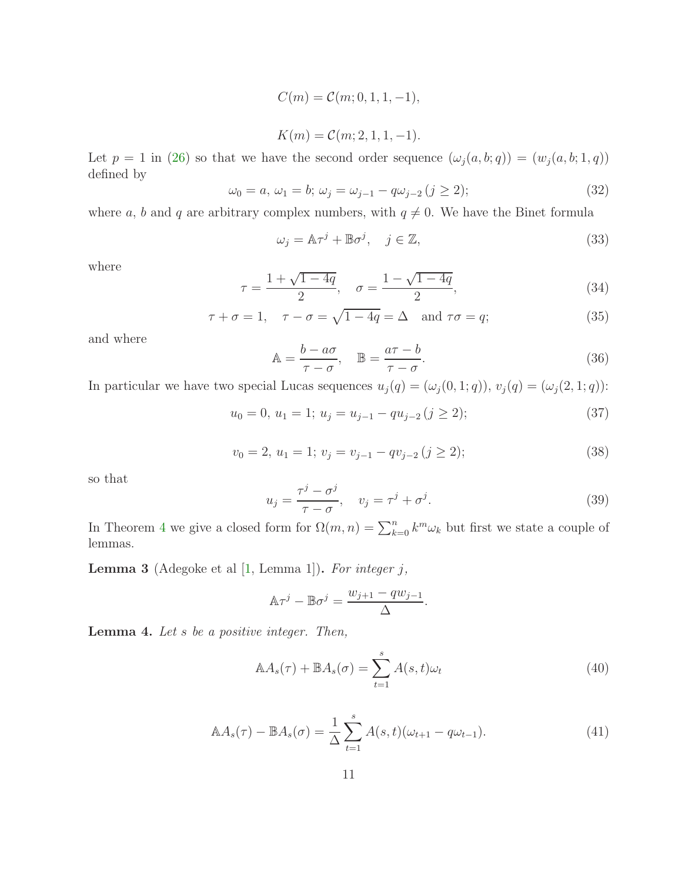$$C(m) = \mathcal{C}(m; 0, 1, 1, -1),$$

$$K(m) = \mathcal{C}(m; 2, 1, 1, -1).$$

Let $p = 1$ in (26) so that we have the second order sequence $(\omega_j(a, b; q)) = (w_j(a, b; 1, q))$ defined by

$$\omega_0 = a,\ \omega_1 = b;\ \omega_j = \omega_{j-1} - q\omega_{j-2}\ (j \geq 2); \tag{32}$$

where $a$, $b$ and $q$ are arbitrary complex numbers, with $q \neq 0$. We have the Binet formula

$$\omega_j = \mathbb{A}\tau^j + \mathbb{B}\sigma^j, \quad j \in \mathbb{Z}, \tag{33}$$

where

$$\tau = \frac{1 + \sqrt{1 - 4q}}{2}, \quad \sigma = \frac{1 - \sqrt{1 - 4q}}{2}, \tag{34}$$

$$\tau + \sigma = 1, \quad \tau - \sigma = \sqrt{1 - 4q} = \Delta \quad \text{and } \tau\sigma = q; \tag{35}$$

and where

$$\mathbb{A} = \frac{b - a\sigma}{\tau - \sigma}, \quad \mathbb{B} = \frac{a\tau - b}{\tau - \sigma}. \tag{36}$$

In particular we have two special Lucas sequences $u_j(q) = (\omega_j(0, 1; q))$, $v_j(q) = (\omega_j(2, 1; q))$:

$$u_0 = 0,\ u_1 = 1;\ u_j = u_{j-1} - qu_{j-2}\ (j \geq 2); \tag{37}$$

$$v_0 = 2,\ u_1 = 1;\ v_j = v_{j-1} - qv_{j-2}\ (j \geq 2); \tag{38}$$

so that

$$u_j = \frac{\tau^j - \sigma^j}{\tau - \sigma}, \quad v_j = \tau^j + \sigma^j. \tag{39}$$

In Theorem 4 we give a closed form for $\Omega(m, n) = \sum_{k=0}^{n} k^m \omega_k$ but first we state a couple of lemmas.

**Lemma 3** (Adegoke et al [1, Lemma 1])**.** *For integer $j$,*

$$\mathbb{A}\tau^j - \mathbb{B}\sigma^j = \frac{w_{j+1} - qw_{j-1}}{\Delta}.$$

**Lemma 4.** *Let $s$ be a positive integer. Then,*

$$\mathbb{A}A_s(\tau) + \mathbb{B}A_s(\sigma) = \sum_{t=1}^{s} A(s, t)\omega_t \tag{40}$$

$$\mathbb{A}A_s(\tau) - \mathbb{B}A_s(\sigma) = \frac{1}{\Delta}\sum_{t=1}^{s} A(s, t)(\omega_{t+1} - q\omega_{t-1}). \tag{41}$$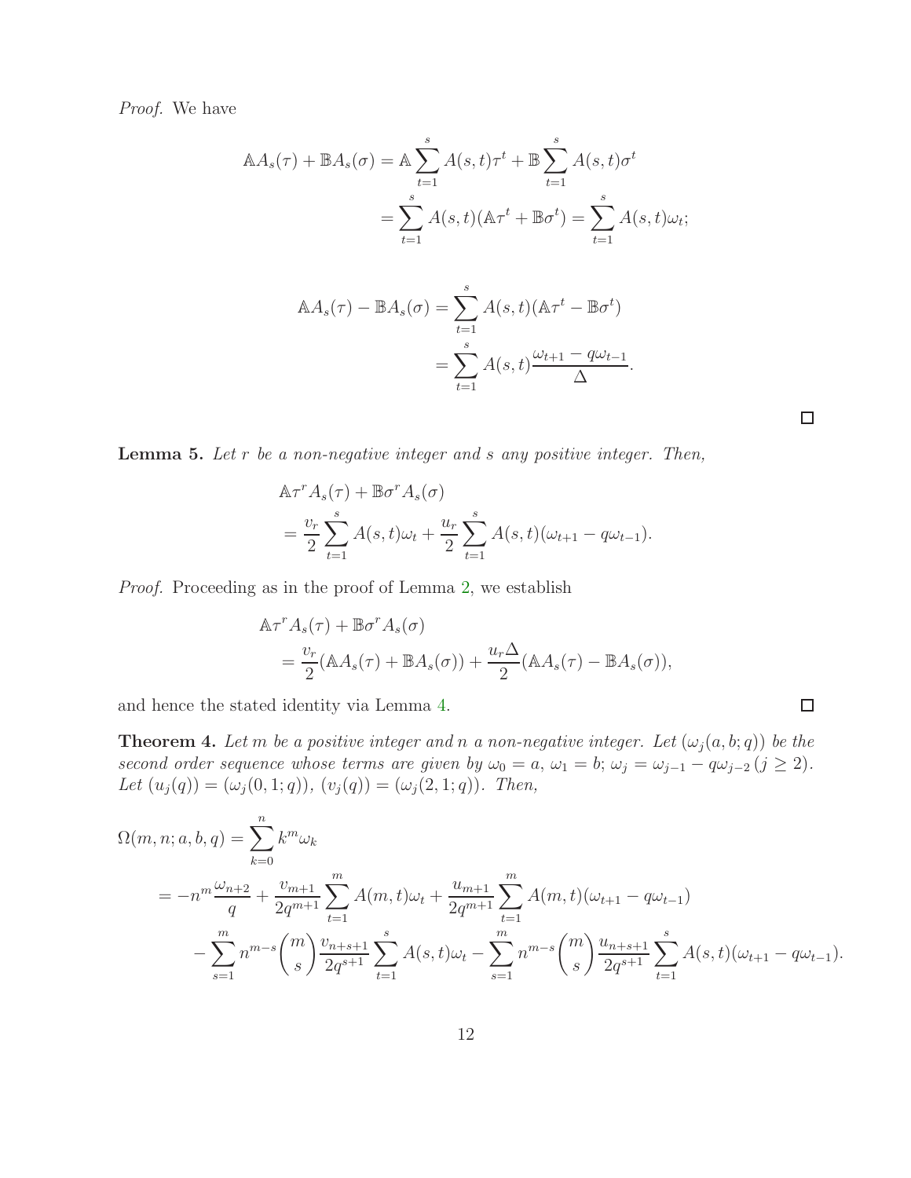*Proof.* We have

$$\mathbb{A}A_s(\tau) + \mathbb{B}A_s(\sigma) = \mathbb{A}\sum_{t=1}^{s} A(s,t)\tau^t + \mathbb{B}\sum_{t=1}^{s} A(s,t)\sigma^t$$
$$= \sum_{t=1}^{s} A(s,t)(\mathbb{A}\tau^t + \mathbb{B}\sigma^t) = \sum_{t=1}^{s} A(s,t)\omega_t;$$

$$\mathbb{A}A_s(\tau) - \mathbb{B}A_s(\sigma) = \sum_{t=1}^{s} A(s,t)(\mathbb{A}\tau^t - \mathbb{B}\sigma^t)$$
$$= \sum_{t=1}^{s} A(s,t)\frac{\omega_{t+1} - q\omega_{t-1}}{\Delta}.$$

□

**Lemma 5.** *Let $r$ be a non-negative integer and $s$ any positive integer. Then,*

$$\mathbb{A}\tau^r A_s(\tau) + \mathbb{B}\sigma^r A_s(\sigma)$$
$$= \frac{v_r}{2}\sum_{t=1}^{s} A(s,t)\omega_t + \frac{u_r}{2}\sum_{t=1}^{s} A(s,t)(\omega_{t+1} - q\omega_{t-1}).$$

*Proof.* Proceeding as in the proof of Lemma 2, we establish

$$\mathbb{A}\tau^r A_s(\tau) + \mathbb{B}\sigma^r A_s(\sigma)$$
$$= \frac{v_r}{2}(\mathbb{A}A_s(\tau) + \mathbb{B}A_s(\sigma)) + \frac{u_r\Delta}{2}(\mathbb{A}A_s(\tau) - \mathbb{B}A_s(\sigma)),$$

and hence the stated identity via Lemma 4. □

**Theorem 4.** *Let $m$ be a positive integer and $n$ a non-negative integer. Let $(\omega_j(a,b;q))$ be the second order sequence whose terms are given by $\omega_0 = a$, $\omega_1 = b$; $\omega_j = \omega_{j-1} - q\omega_{j-2}\,(j \geq 2)$. Let $(u_j(q)) = (\omega_j(0,1;q))$, $(v_j(q)) = (\omega_j(2,1;q))$. Then,*

$$\Omega(m,n;a,b,q) = \sum_{k=0}^{n} k^m\omega_k$$
$$= -n^m\frac{\omega_{n+2}}{q} + \frac{v_{m+1}}{2q^{m+1}}\sum_{t=1}^{m} A(m,t)\omega_t + \frac{u_{m+1}}{2q^{m+1}}\sum_{t=1}^{m} A(m,t)(\omega_{t+1} - q\omega_{t-1})$$
$$- \sum_{s=1}^{m} n^{m-s}\binom{m}{s}\frac{v_{n+s+1}}{2q^{s+1}}\sum_{t=1}^{s} A(s,t)\omega_t - \sum_{s=1}^{m} n^{m-s}\binom{m}{s}\frac{u_{n+s+1}}{2q^{s+1}}\sum_{t=1}^{s} A(s,t)(\omega_{t+1} - q\omega_{t-1}).$$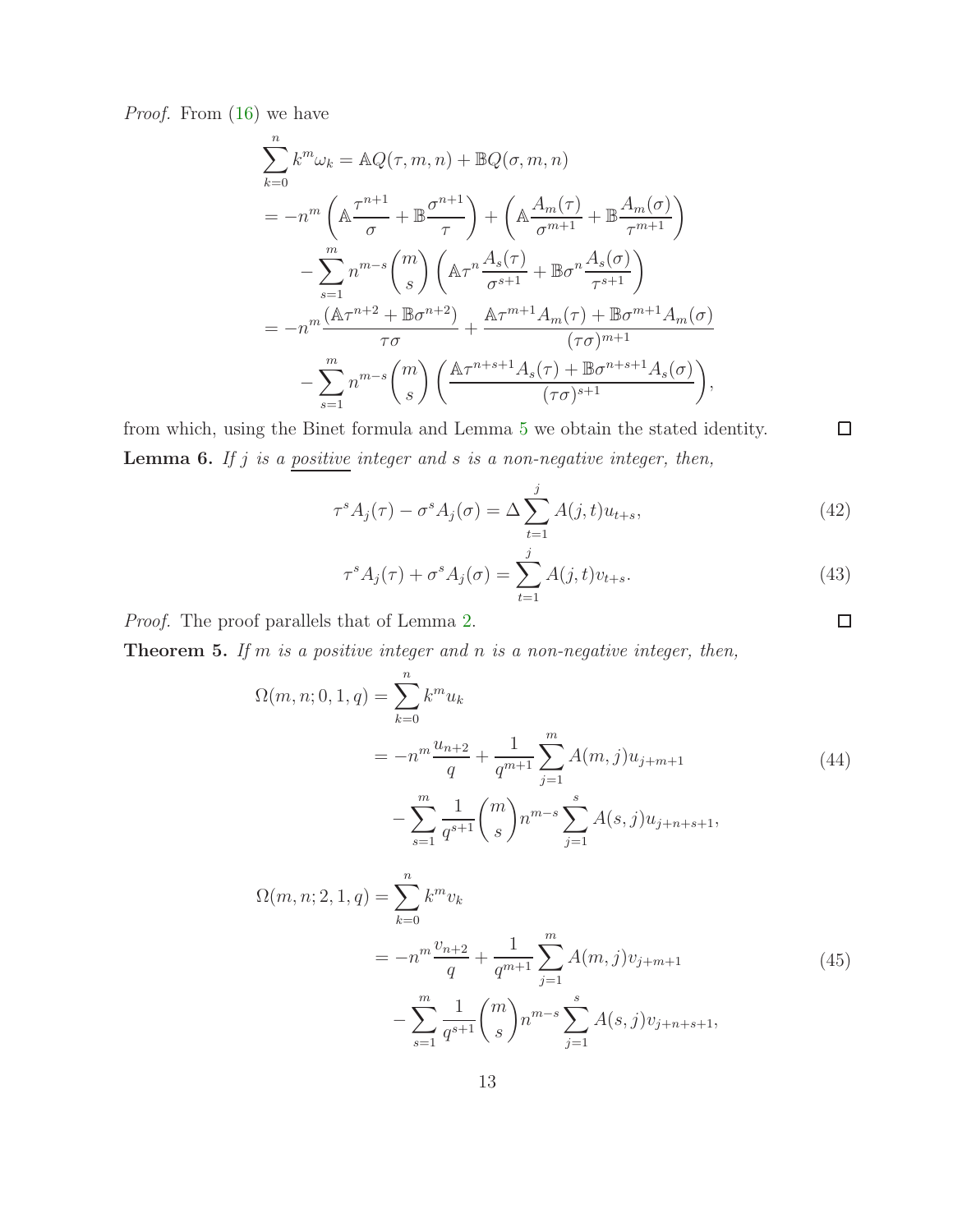*Proof.* From (16) we have

$$
\begin{aligned}
\sum_{k=0}^{n} k^m \omega_k &= \mathbb{A} Q(\tau, m, n) + \mathbb{B} Q(\sigma, m, n) \\
&= -n^m \left( \mathbb{A} \frac{\tau^{n+1}}{\sigma} + \mathbb{B} \frac{\sigma^{n+1}}{\tau} \right) + \left( \mathbb{A} \frac{A_m(\tau)}{\sigma^{m+1}} + \mathbb{B} \frac{A_m(\sigma)}{\tau^{m+1}} \right) \\
&\quad - \sum_{s=1}^{m} n^{m-s} \binom{m}{s} \left( \mathbb{A} \tau^n \frac{A_s(\tau)}{\sigma^{s+1}} + \mathbb{B} \sigma^n \frac{A_s(\sigma)}{\tau^{s+1}} \right) \\
&= -n^m \frac{(\mathbb{A} \tau^{n+2} + \mathbb{B} \sigma^{n+2})}{\tau \sigma} + \frac{\mathbb{A} \tau^{m+1} A_m(\tau) + \mathbb{B} \sigma^{m+1} A_m(\sigma)}{(\tau \sigma)^{m+1}} \\
&\quad - \sum_{s=1}^{m} n^{m-s} \binom{m}{s} \left( \frac{\mathbb{A} \tau^{n+s+1} A_s(\tau) + \mathbb{B} \sigma^{n+s+1} A_s(\sigma)}{(\tau \sigma)^{s+1}} \right),
\end{aligned}
$$

from which, using the Binet formula and Lemma 5 we obtain the stated identity. $\square$

**Lemma 6.** *If $j$ is a positive integer and $s$ is a non-negative integer, then,*

$$
\tau^s A_j(\tau) - \sigma^s A_j(\sigma) = \Delta \sum_{t=1}^{j} A(j, t) u_{t+s}, \tag{42}
$$

$$
\tau^s A_j(\tau) + \sigma^s A_j(\sigma) = \sum_{t=1}^{j} A(j, t) v_{t+s}. \tag{43}
$$

*Proof.* The proof parallels that of Lemma 2. $\square$

**Theorem 5.** *If $m$ is a positive integer and $n$ is a non-negative integer, then,*

$$
\begin{aligned}
\Omega(m, n; 0, 1, q) &= \sum_{k=0}^{n} k^m u_k \\
&= -n^m \frac{u_{n+2}}{q} + \frac{1}{q^{m+1}} \sum_{j=1}^{m} A(m, j) u_{j+m+1} \\
&\quad - \sum_{s=1}^{m} \frac{1}{q^{s+1}} \binom{m}{s} n^{m-s} \sum_{j=1}^{s} A(s, j) u_{j+n+s+1},
\end{aligned} \tag{44}
$$

$$
\begin{aligned}
\Omega(m, n; 2, 1, q) &= \sum_{k=0}^{n} k^m v_k \\
&= -n^m \frac{v_{n+2}}{q} + \frac{1}{q^{m+1}} \sum_{j=1}^{m} A(m, j) v_{j+m+1} \\
&\quad - \sum_{s=1}^{m} \frac{1}{q^{s+1}} \binom{m}{s} n^{m-s} \sum_{j=1}^{s} A(s, j) v_{j+n+s+1},
\end{aligned} \tag{45}
$$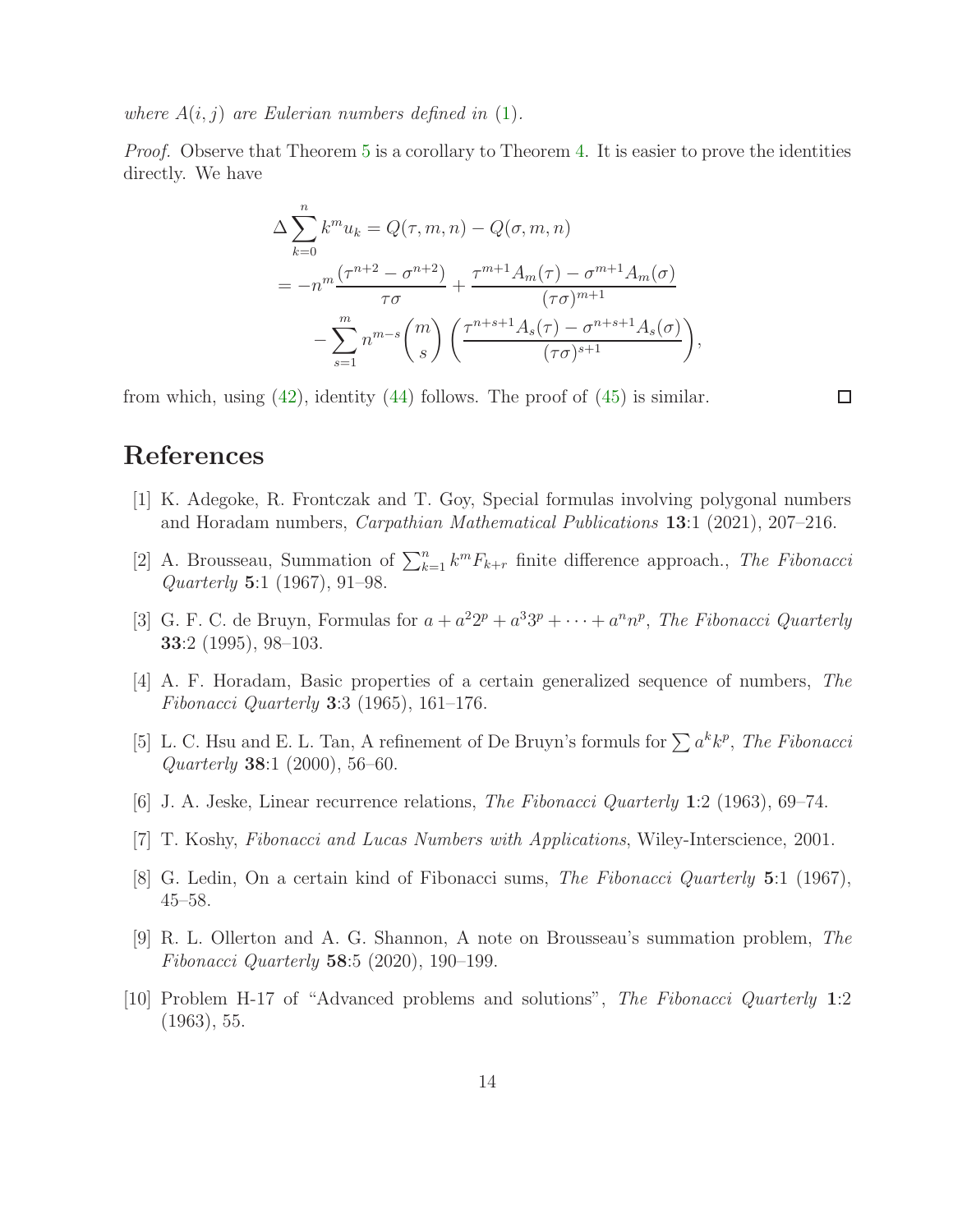*where $A(i,j)$ are Eulerian numbers defined in (1).*

*Proof.* Observe that Theorem 5 is a corollary to Theorem 4. It is easier to prove the identities directly. We have

$$
\begin{aligned}
\Delta \sum_{k=0}^{n} k^m u_k &= Q(\tau, m, n) - Q(\sigma, m, n) \\
&= -n^m \frac{(\tau^{n+2} - \sigma^{n+2})}{\tau\sigma} + \frac{\tau^{m+1} A_m(\tau) - \sigma^{m+1} A_m(\sigma)}{(\tau\sigma)^{m+1}} \\
&\quad - \sum_{s=1}^{m} n^{m-s} \binom{m}{s} \left( \frac{\tau^{n+s+1} A_s(\tau) - \sigma^{n+s+1} A_s(\sigma)}{(\tau\sigma)^{s+1}} \right),
\end{aligned}
$$

from which, using (42), identity (44) follows. The proof of (45) is similar. □

# References

[1] K. Adegoke, R. Frontczak and T. Goy, Special formulas involving polygonal numbers and Horadam numbers, *Carpathian Mathematical Publications* **13**:1 (2021), 207–216.

[2] A. Brousseau, Summation of $\sum_{k=1}^{n} k^m F_{k+r}$ finite difference approach., *The Fibonacci Quarterly* **5**:1 (1967), 91–98.

[3] G. F. C. de Bruyn, Formulas for $a + a^2 2^p + a^3 3^p + \cdots + a^n n^p$, *The Fibonacci Quarterly* **33**:2 (1995), 98–103.

[4] A. F. Horadam, Basic properties of a certain generalized sequence of numbers, *The Fibonacci Quarterly* **3**:3 (1965), 161–176.

[5] L. C. Hsu and E. L. Tan, A refinement of De Bruyn's formuls for $\sum a^k k^p$, *The Fibonacci Quarterly* **38**:1 (2000), 56–60.

[6] J. A. Jeske, Linear recurrence relations, *The Fibonacci Quarterly* **1**:2 (1963), 69–74.

[7] T. Koshy, *Fibonacci and Lucas Numbers with Applications*, Wiley-Interscience, 2001.

[8] G. Ledin, On a certain kind of Fibonacci sums, *The Fibonacci Quarterly* **5**:1 (1967), 45–58.

[9] R. L. Ollerton and A. G. Shannon, A note on Brousseau's summation problem, *The Fibonacci Quarterly* **58**:5 (2020), 190–199.

[10] Problem H-17 of "Advanced problems and solutions", *The Fibonacci Quarterly* **1**:2 (1963), 55.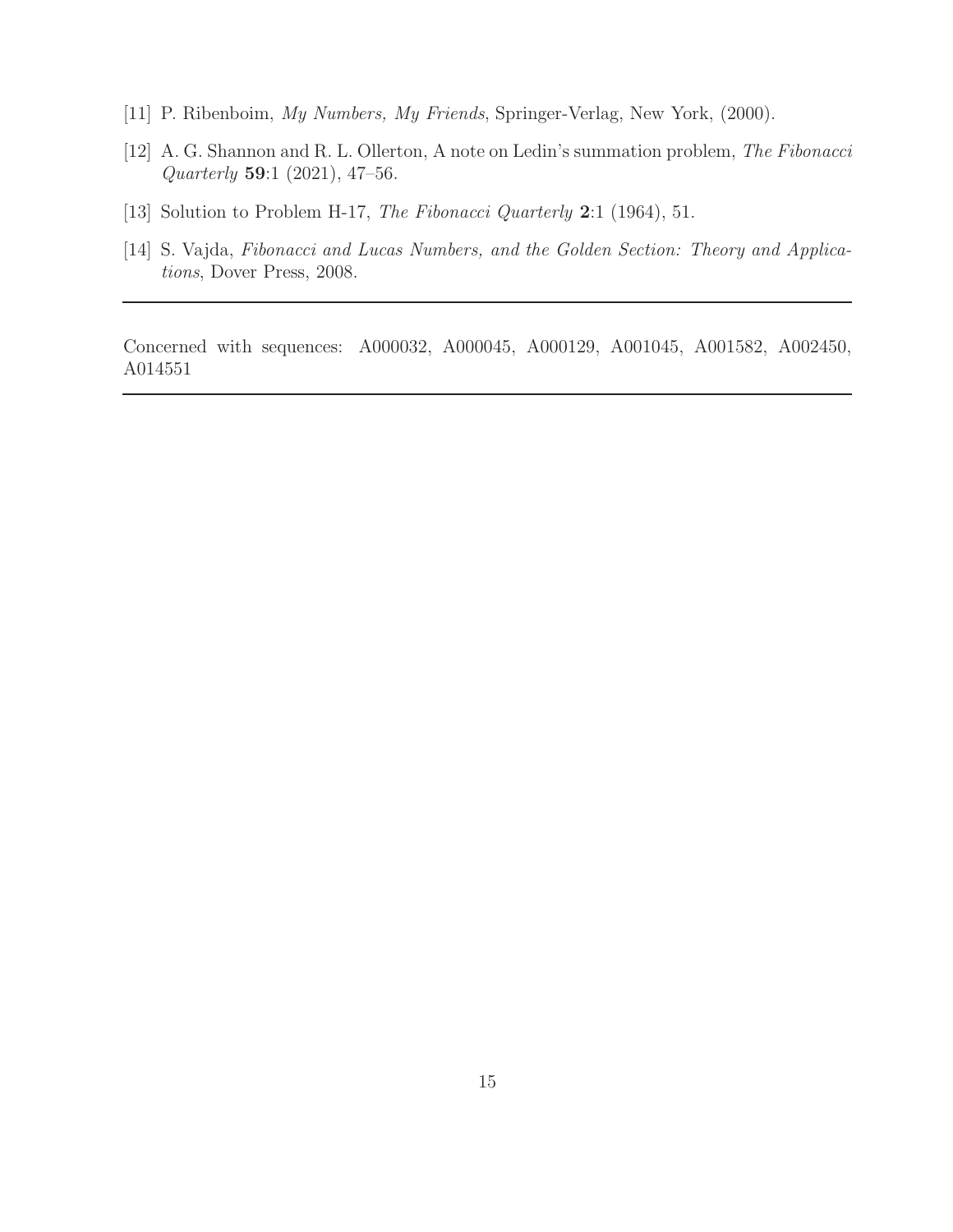[11] P. Ribenboim, *My Numbers, My Friends*, Springer-Verlag, New York, (2000).

[12] A. G. Shannon and R. L. Ollerton, A note on Ledin's summation problem, *The Fibonacci Quarterly* **59**:1 (2021), 47–56.

[13] Solution to Problem H-17, *The Fibonacci Quarterly* **2**:1 (1964), 51.

[14] S. Vajda, *Fibonacci and Lucas Numbers, and the Golden Section: Theory and Applications*, Dover Press, 2008.

---

Concerned with sequences: A000032, A000045, A000129, A001045, A001582, A002450, A014551

---